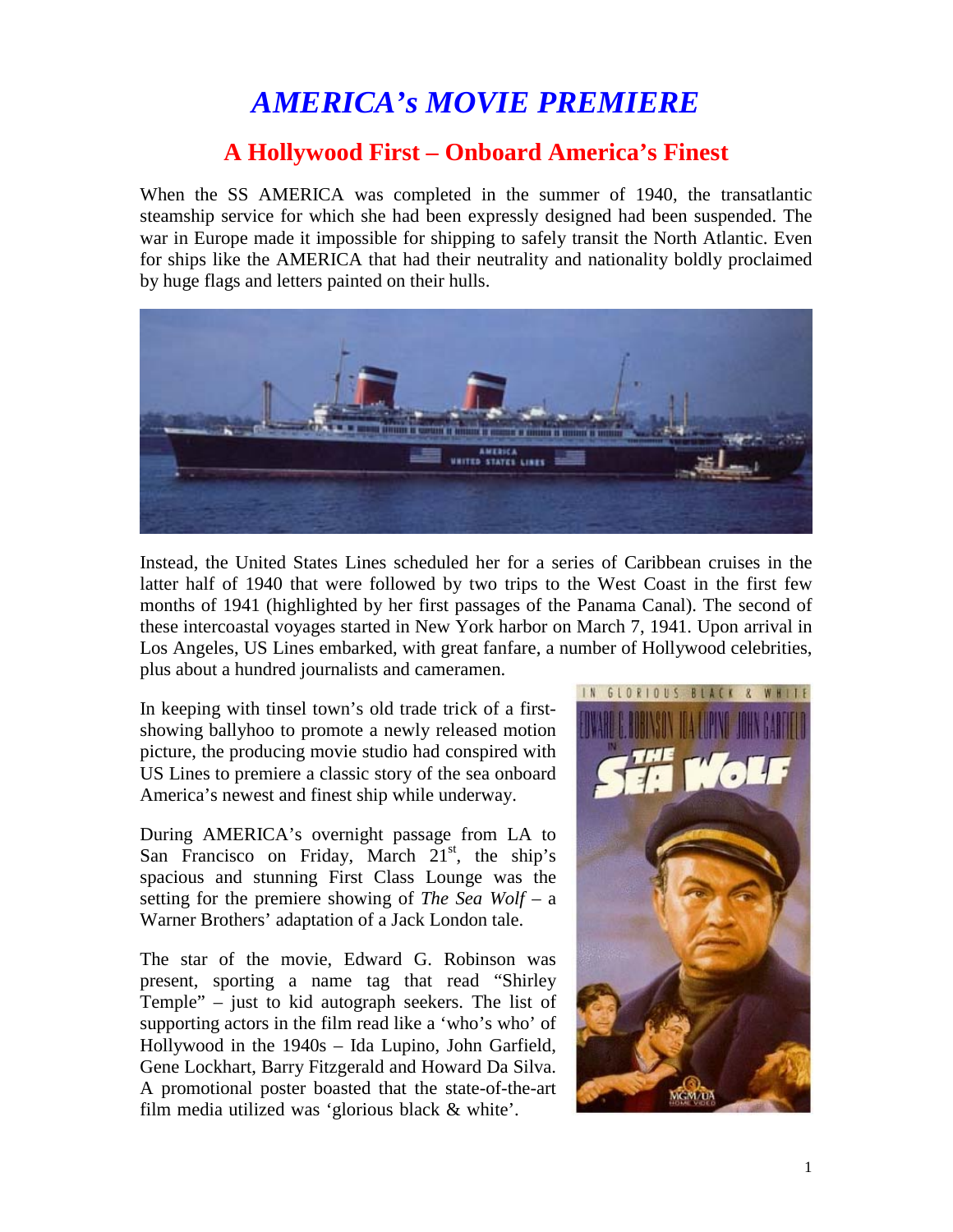# *AMERICA's MOVIE PREMIERE*

## A Hollywood First – Onboard America's Finest

When the SS AMERICA was completed in the summer of 1940, the transatlantic steamship service for which she had been expressly designed had been suspended. The war in Europe made it impossible for shipping to safely transit the North Atlantic. Even for ships like the AMERICA that had their neutrality and nationality boldly proclaimed by huge flags and letters painted on their hulls.

Instead, the United States Lines scheduled her for a series of Caribbean cruises in the latter half of 1940 that were followed by two trips to the West Coast in the first few months of 1941 (highlighted by her first passages of the Panama Canal). The second of these intercoastal voyages started in New York harbor on March 7, 1941. Upon arrival in Los Angeles, US Lines embarked, with great fanfare, a number of Hollywood celebrities, plus about a hundred journalists and cameramen.

In keeping with tinsel town's old trade trick of a first-showing ballyhoo to promote a newly released motion picture, the producing movie studio had conspired with US Lines to premiere a classic story of the sea onboard America's newest and finest ship while underway.

During AMERICA's overnight passage from LA to San Francisco on Friday, March 21st, the ship's spacious and stunning First Class Lounge was the setting for the premiere showing of *The Sea Wolf* – a Warner Brothers' adaptation of a Jack London tale.

The star of the movie, Edward G. Robinson was present, sporting a name tag that read "Shirley Temple" – just to kid autograph seekers. The list of supporting actors in the film read like a 'who's who' of Hollywood in the 1940s – Ida Lupino, John Garfield, Gene Lockhart, Barry Fitzgerald and Howard Da Silva. A promotional poster boasted that the state-of-the-art film media utilized was 'glorious black & white'.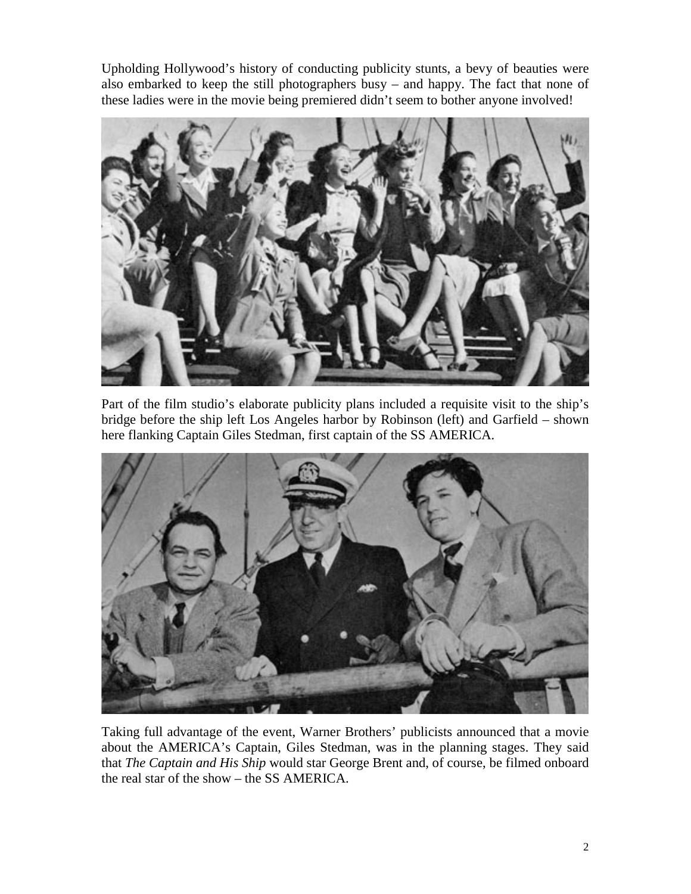Upholding Hollywood's history of conducting publicity stunts, a bevy of beauties were also embarked to keep the still photographers busy – and happy. The fact that none of these ladies were in the movie being premiered didn't seem to bother anyone involved!

Part of the film studio's elaborate publicity plans included a requisite visit to the ship's bridge before the ship left Los Angeles harbor by Robinson (left) and Garfield – shown here flanking Captain Giles Stedman, first captain of the SS AMERICA.

Taking full advantage of the event, Warner Brothers' publicists announced that a movie about the AMERICA's Captain, Giles Stedman, was in the planning stages. They said that *The Captain and His Ship* would star George Brent and, of course, be filmed onboard the real star of the show – the SS AMERICA.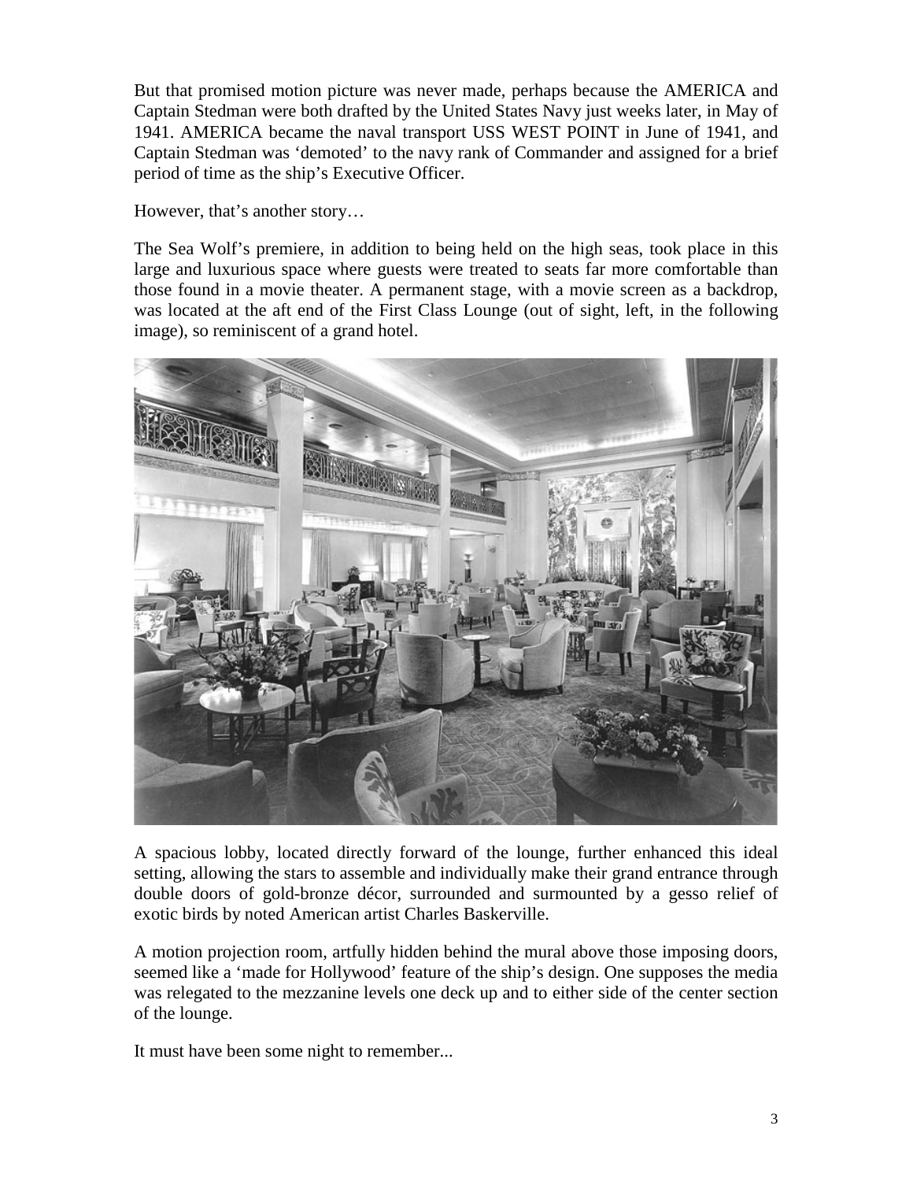But that promised motion picture was never made, perhaps because the AMERICA and Captain Stedman were both drafted by the United States Navy just weeks later, in May of 1941. AMERICA became the naval transport USS WEST POINT in June of 1941, and Captain Stedman was 'demoted' to the navy rank of Commander and assigned for a brief period of time as the ship's Executive Officer.

However, that's another story…

The Sea Wolf's premiere, in addition to being held on the high seas, took place in this large and luxurious space where guests were treated to seats far more comfortable than those found in a movie theater. A permanent stage, with a movie screen as a backdrop, was located at the aft end of the First Class Lounge (out of sight, left, in the following image), so reminiscent of a grand hotel.

A spacious lobby, located directly forward of the lounge, further enhanced this ideal setting, allowing the stars to assemble and individually make their grand entrance through double doors of gold-bronze décor, surrounded and surmounted by a gesso relief of exotic birds by noted American artist Charles Baskerville.

A motion projection room, artfully hidden behind the mural above those imposing doors, seemed like a 'made for Hollywood' feature of the ship's design. One supposes the media was relegated to the mezzanine levels one deck up and to either side of the center section of the lounge.

It must have been some night to remember...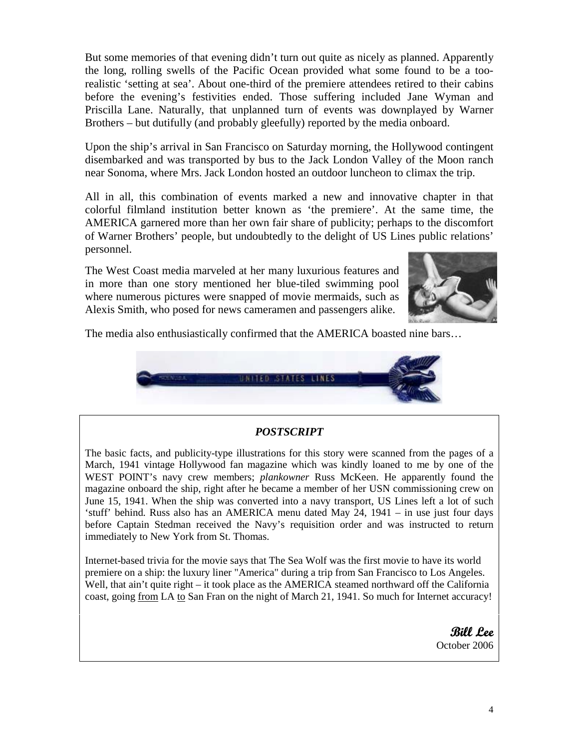But some memories of that evening didn't turn out quite as nicely as planned. Apparently the long, rolling swells of the Pacific Ocean provided what some found to be a too-realistic 'setting at sea'. About one-third of the premiere attendees retired to their cabins before the evening's festivities ended. Those suffering included Jane Wyman and Priscilla Lane. Naturally, that unplanned turn of events was downplayed by Warner Brothers – but dutifully (and probably gleefully) reported by the media onboard.

Upon the ship's arrival in San Francisco on Saturday morning, the Hollywood contingent disembarked and was transported by bus to the Jack London Valley of the Moon ranch near Sonoma, where Mrs. Jack London hosted an outdoor luncheon to climax the trip.

All in all, this combination of events marked a new and innovative chapter in that colorful filmland institution better known as 'the premiere'. At the same time, the AMERICA garnered more than her own fair share of publicity; perhaps to the discomfort of Warner Brothers' people, but undoubtedly to the delight of US Lines public relations' personnel.

The West Coast media marveled at her many luxurious features and in more than one story mentioned her blue-tiled swimming pool where numerous pictures were snapped of movie mermaids, such as Alexis Smith, who posed for news cameramen and passengers alike.

The media also enthusiastically confirmed that the AMERICA boasted nine bars…

### *POSTSCRIPT*

The basic facts, and publicity-type illustrations for this story were scanned from the pages of a March, 1941 vintage Hollywood fan magazine which was kindly loaned to me by one of the WEST POINT's navy crew members; *plankowner* Russ McKeen. He apparently found the magazine onboard the ship, right after he became a member of her USN commissioning crew on June 15, 1941. When the ship was converted into a navy transport, US Lines left a lot of such 'stuff' behind. Russ also has an AMERICA menu dated May 24, 1941 – in use just four days before Captain Stedman received the Navy's requisition order and was instructed to return immediately to New York from St. Thomas.

Internet-based trivia for the movie says that The Sea Wolf was the first movie to have its world premiere on a ship: the luxury liner "America" during a trip from San Francisco to Los Angeles. Well, that ain't quite right – it took place as the AMERICA steamed northward off the California coast, going from LA to San Fran on the night of March 21, 1941. So much for Internet accuracy!

**Bill Lee**
October 2006